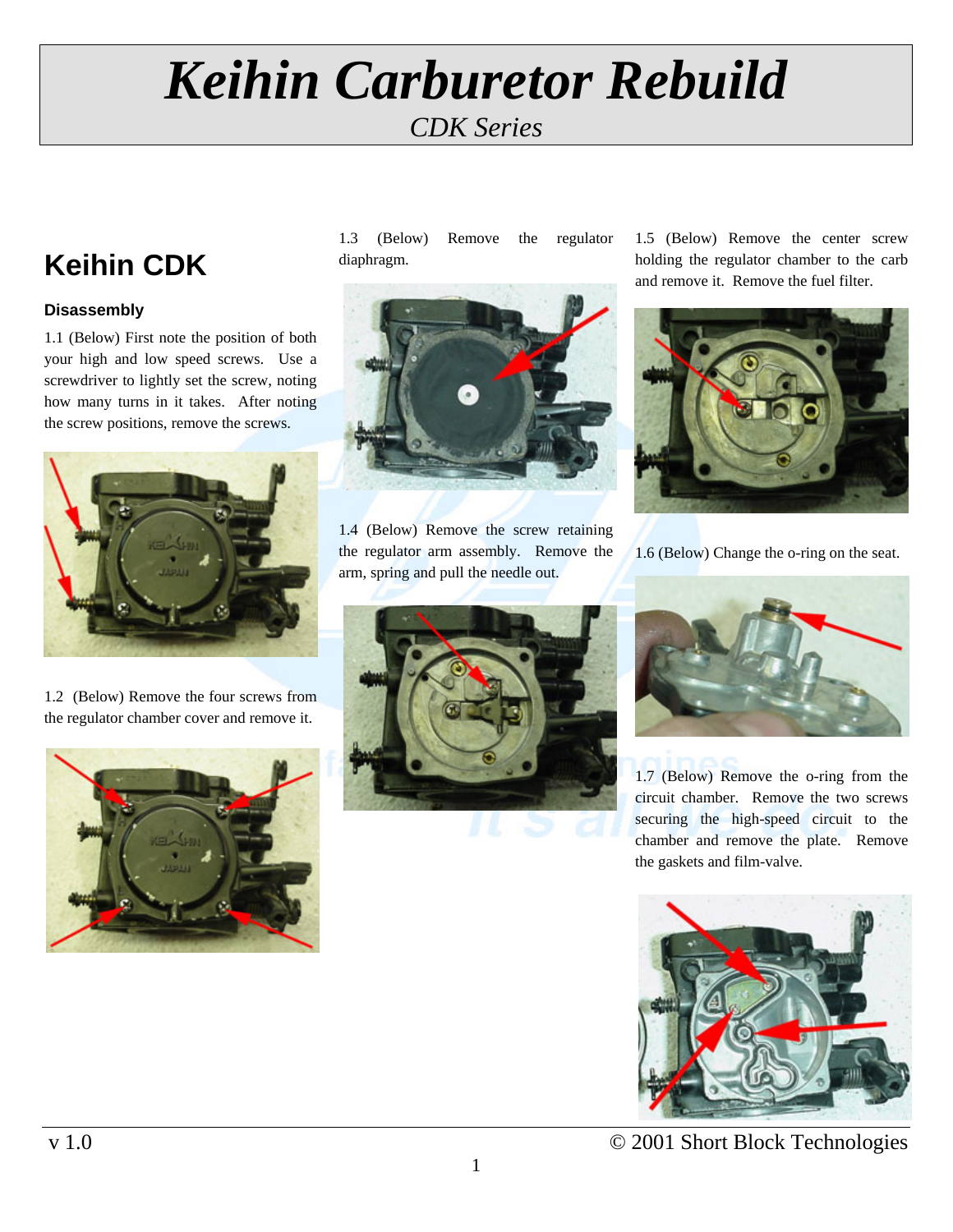# *Keihin Carburetor Rebuild*

*CDK Series*

## Keihin CDK

### Disassembly

1.1 (Below) First note the position of both your high and low speed screws. Use a screwdriver to lightly set the screw, noting how many turns in it takes. After noting the screw positions, remove the screws.

1.2 (Below) Remove the four screws from the regulator chamber cover and remove it.

1.3 (Below) Remove the regulator diaphragm.

1.4 (Below) Remove the screw retaining the regulator arm assembly. Remove the arm, spring and pull the needle out.

1.5 (Below) Remove the center screw holding the regulator chamber to the carb and remove it. Remove the fuel filter.

1.6 (Below) Change the o-ring on the seat.

1.7 (Below) Remove the o-ring from the circuit chamber. Remove the two screws securing the high-speed circuit to the chamber and remove the plate. Remove the gaskets and film-valve.

v 1.0 © 2001 Short Block Technologies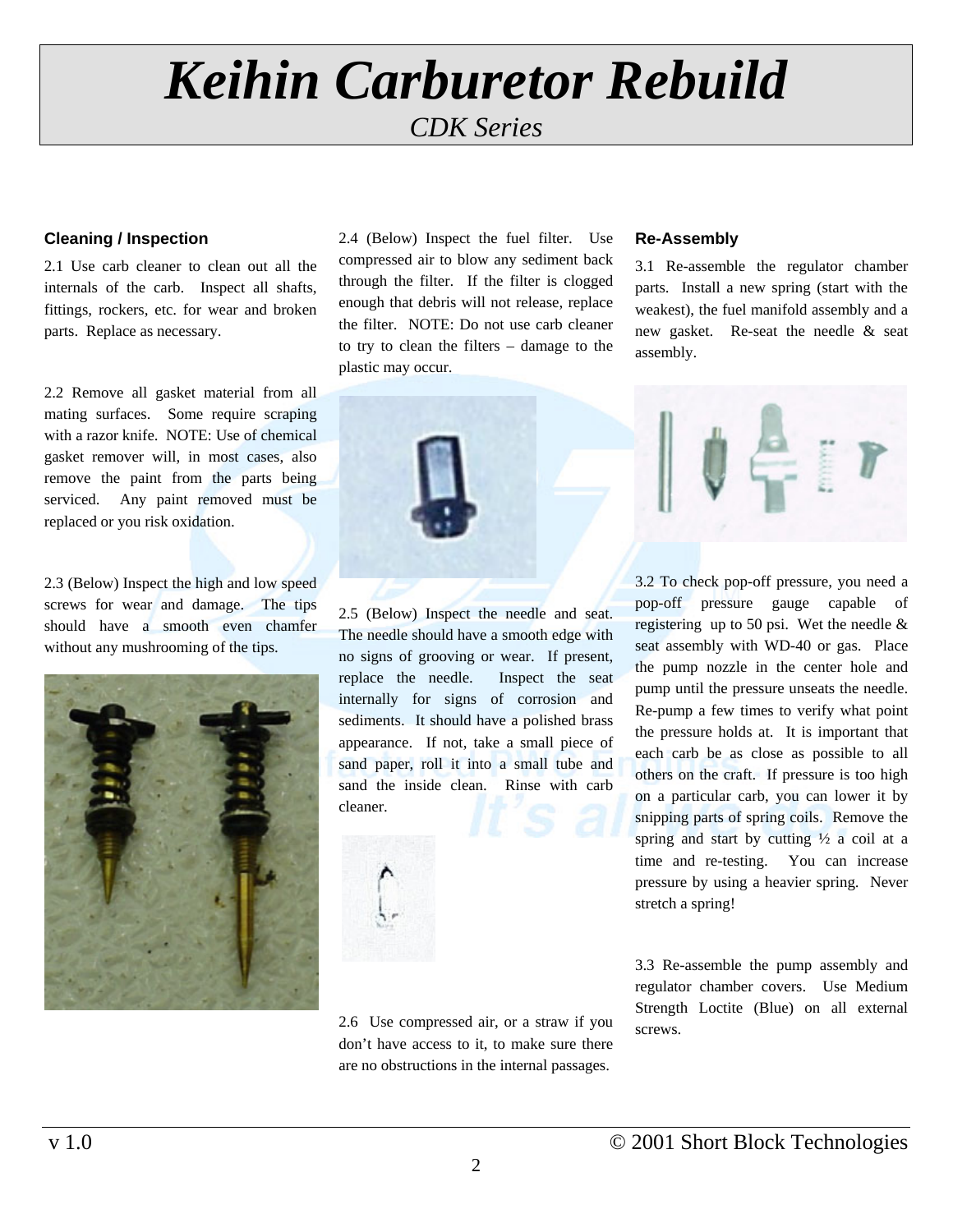# Keihin Carburetor Rebuild

*CDK Series*

**Cleaning / Inspection**

2.1 Use carb cleaner to clean out all the internals of the carb. Inspect all shafts, fittings, rockers, etc. for wear and broken parts. Replace as necessary.

2.2 Remove all gasket material from all mating surfaces. Some require scraping with a razor knife. NOTE: Use of chemical gasket remover will, in most cases, also remove the paint from the parts being serviced. Any paint removed must be replaced or you risk oxidation.

2.3 (Below) Inspect the high and low speed screws for wear and damage. The tips should have a smooth even chamfer without any mushrooming of the tips.

2.4 (Below) Inspect the fuel filter. Use compressed air to blow any sediment back through the filter. If the filter is clogged enough that debris will not release, replace the filter. NOTE: Do not use carb cleaner to try to clean the filters – damage to the plastic may occur.

2.5 (Below) Inspect the needle and seat. The needle should have a smooth edge with no signs of grooving or wear. If present, replace the needle. Inspect the seat internally for signs of corrosion and sediments. It should have a polished brass appearance. If not, take a small piece of sand paper, roll it into a small tube and sand the inside clean. Rinse with carb cleaner.

2.6 Use compressed air, or a straw if you don't have access to it, to make sure there are no obstructions in the internal passages.

**Re-Assembly**

3.1 Re-assemble the regulator chamber parts. Install a new spring (start with the weakest), the fuel manifold assembly and a new gasket. Re-seat the needle & seat assembly.

3.2 To check pop-off pressure, you need a pop-off pressure gauge capable of registering up to 50 psi. Wet the needle & seat assembly with WD-40 or gas. Place the pump nozzle in the center hole and pump until the pressure unseats the needle. Re-pump a few times to verify what point the pressure holds at. It is important that each carb be as close as possible to all others on the craft. If pressure is too high on a particular carb, you can lower it by snipping parts of spring coils. Remove the spring and start by cutting ½ a coil at a time and re-testing. You can increase pressure by using a heavier spring. Never stretch a spring!

3.3 Re-assemble the pump assembly and regulator chamber covers. Use Medium Strength Loctite (Blue) on all external screws.

v 1.0 © 2001 Short Block Technologies